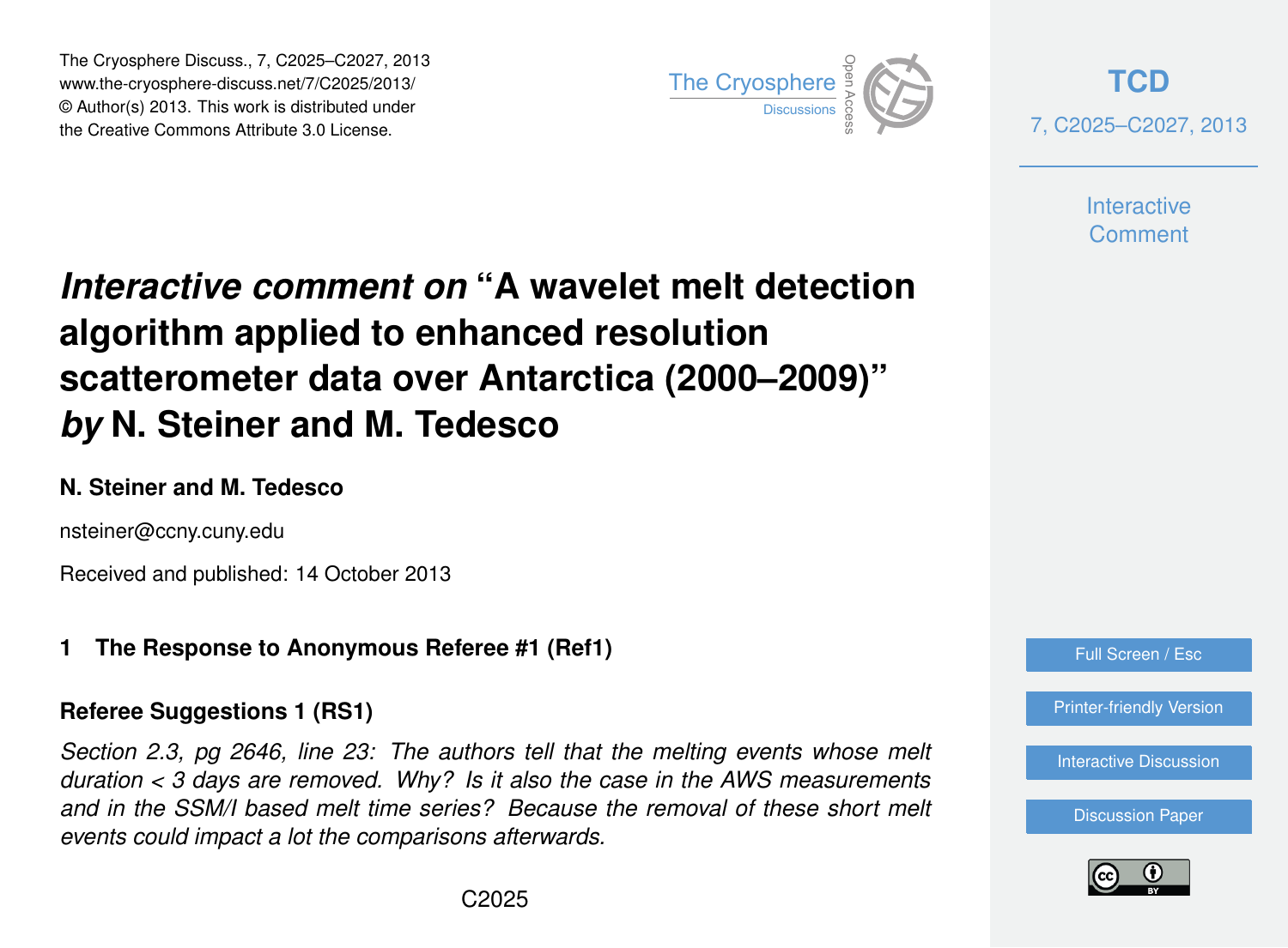The Cryosphere Discuss., 7, C2025–C2027, 2013
www.the-cryosphere-discuss.net/7/C2025/2013/
© Author(s) 2013. This work is distributed under
the Creative Commons Attribute 3.0 License.

# *Interactive comment on* "A wavelet melt detection algorithm applied to enhanced resolution scatterometer data over Antarctica (2000–2009)" *by* N. Steiner and M. Tedesco

**N. Steiner and M. Tedesco**

nsteiner@ccny.cuny.edu

Received and published: 14 October 2013

## 1 The Response to Anonymous Referee #1 (Ref1)

### Referee Suggestions 1 (RS1)

*Section 2.3, pg 2646, line 23: The authors tell that the melting events whose melt duration < 3 days are removed. Why? Is it also the case in the AWS measurements and in the SSM/I based melt time series? Because the removal of these short melt events could impact a lot the comparisons afterwards.*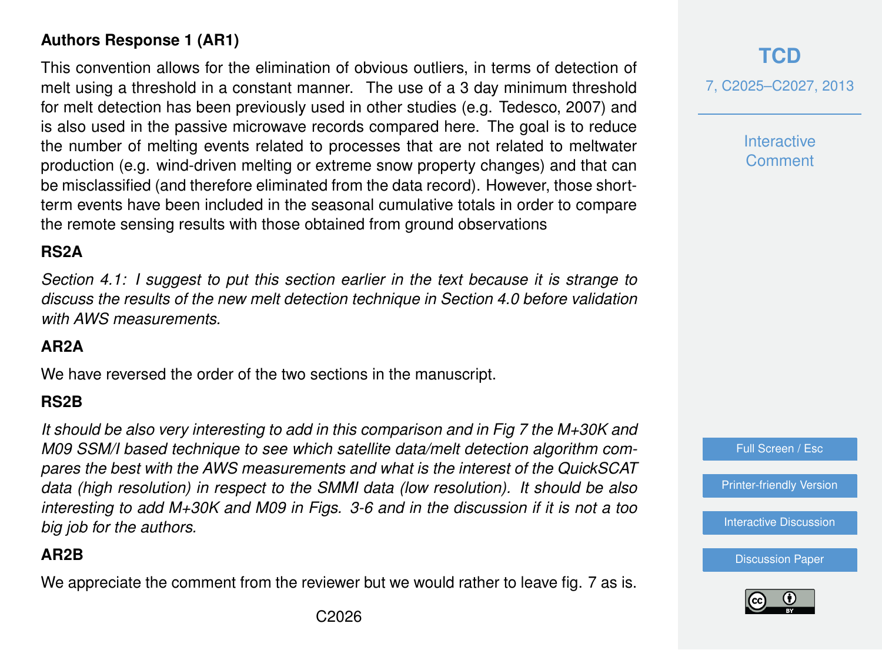**Authors Response 1 (AR1)**

This convention allows for the elimination of obvious outliers, in terms of detection of melt using a threshold in a constant manner. The use of a 3 day minimum threshold for melt detection has been previously used in other studies (e.g. Tedesco, 2007) and is also used in the passive microwave records compared here. The goal is to reduce the number of melting events related to processes that are not related to meltwater production (e.g. wind-driven melting or extreme snow property changes) and that can be misclassified (and therefore eliminated from the data record). However, those short-term events have been included in the seasonal cumulative totals in order to compare the remote sensing results with those obtained from ground observations

**RS2A**

*Section 4.1: I suggest to put this section earlier in the text because it is strange to discuss the results of the new melt detection technique in Section 4.0 before validation with AWS measurements.*

**AR2A**

We have reversed the order of the two sections in the manuscript.

**RS2B**

*It should be also very interesting to add in this comparison and in Fig 7 the M+30K and M09 SSM/I based technique to see which satellite data/melt detection algorithm compares the best with the AWS measurements and what is the interest of the QuickSCAT data (high resolution) in respect to the SMMI data (low resolution). It should be also interesting to add M+30K and M09 in Figs. 3-6 and in the discussion if it is not a too big job for the authors.*

**AR2B**

We appreciate the comment from the reviewer but we would rather to leave fig. 7 as is.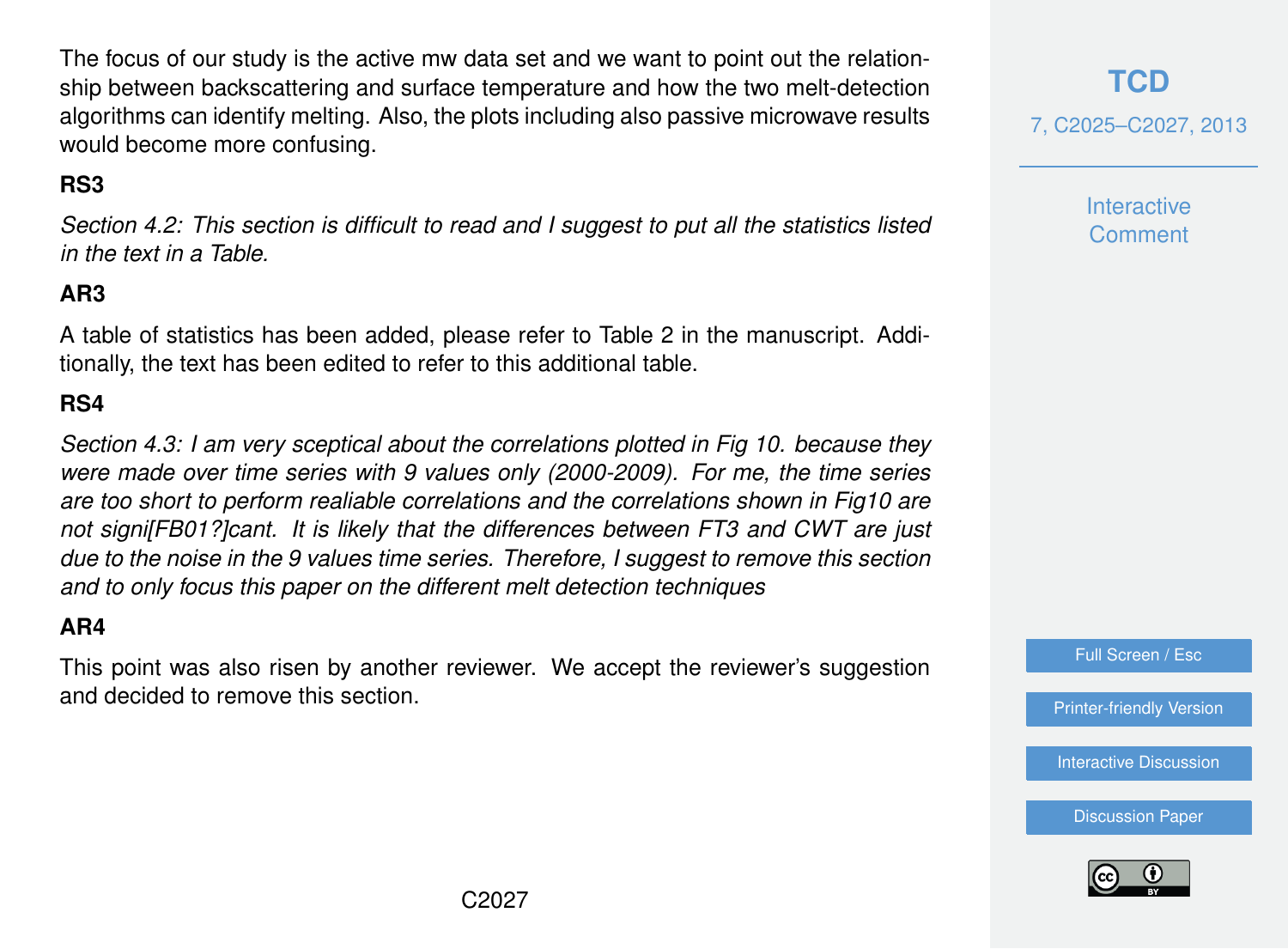The focus of our study is the active mw data set and we want to point out the relationship between backscattering and surface temperature and how the two melt-detection algorithms can identify melting. Also, the plots including also passive microwave results would become more confusing.

**RS3**

*Section 4.2: This section is difficult to read and I suggest to put all the statistics listed in the text in a Table.*

**AR3**

A table of statistics has been added, please refer to Table 2 in the manuscript. Additionally, the text has been edited to refer to this additional table.

**RS4**

*Section 4.3: I am very sceptical about the correlations plotted in Fig 10. because they were made over time series with 9 values only (2000-2009). For me, the time series are too short to perform realiable correlations and the correlations shown in Fig10 are not signi[FB01?]cant. It is likely that the differences between FT3 and CWT are just due to the noise in the 9 values time series. Therefore, I suggest to remove this section and to only focus this paper on the different melt detection techniques*

**AR4**

This point was also risen by another reviewer. We accept the reviewer's suggestion and decided to remove this section.